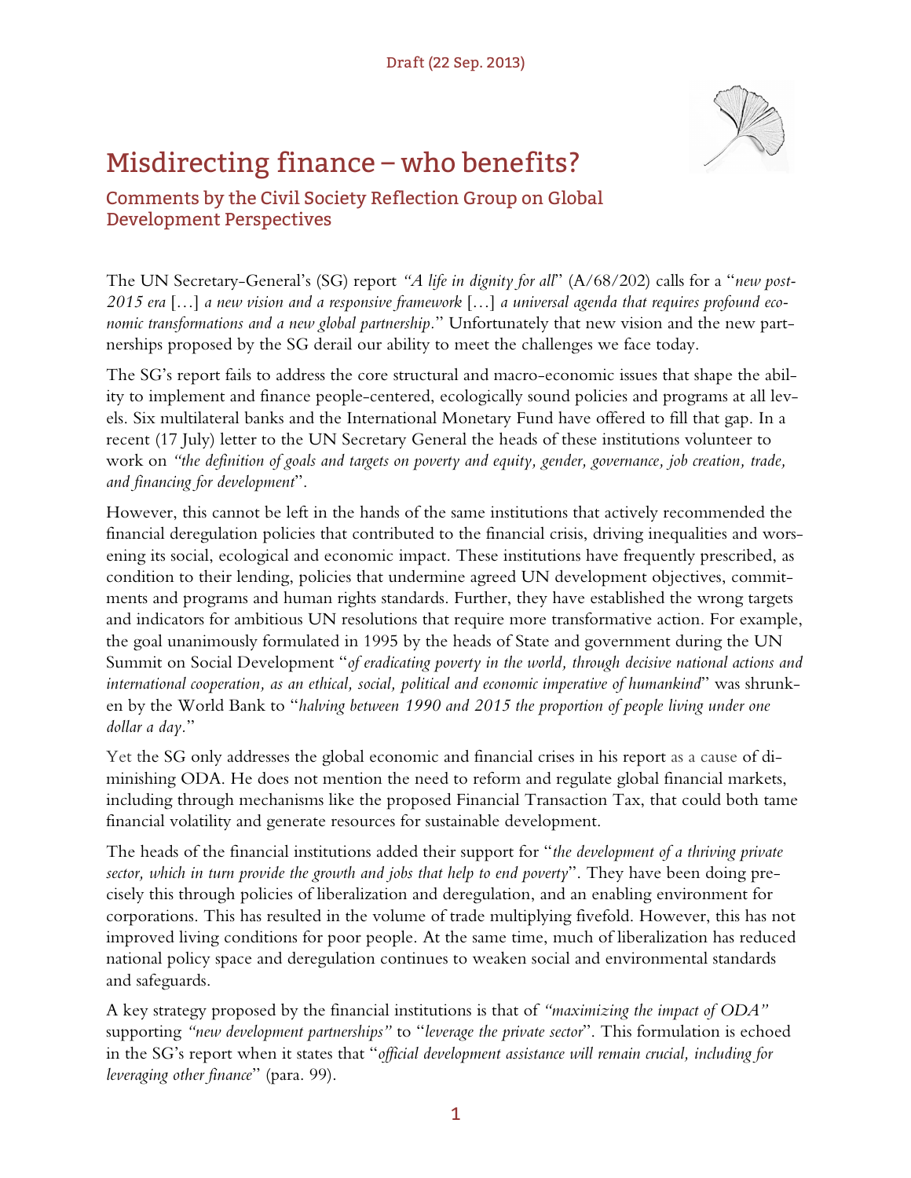Draft (22 Sep. 2013)

# Misdirecting finance – who benefits?

## Comments by the Civil Society Reflection Group on Global Development Perspectives

The UN Secretary-General's (SG) report *"A life in dignity for all*" (A/68/202) calls for a "*new post-2015 era* […] *a new vision and a responsive framework* […] *a universal agenda that requires profound economic transformations and a new global partnership.*" Unfortunately that new vision and the new partnerships proposed by the SG derail our ability to meet the challenges we face today.

The SG's report fails to address the core structural and macro-economic issues that shape the ability to implement and finance people-centered, ecologically sound policies and programs at all levels. Six multilateral banks and the International Monetary Fund have offered to fill that gap. In a recent (17 July) letter to the UN Secretary General the heads of these institutions volunteer to work on *"the definition of goals and targets on poverty and equity, gender, governance, job creation, trade, and financing for development*".

However, this cannot be left in the hands of the same institutions that actively recommended the financial deregulation policies that contributed to the financial crisis, driving inequalities and worsening its social, ecological and economic impact. These institutions have frequently prescribed, as condition to their lending, policies that undermine agreed UN development objectives, commitments and programs and human rights standards. Further, they have established the wrong targets and indicators for ambitious UN resolutions that require more transformative action. For example, the goal unanimously formulated in 1995 by the heads of State and government during the UN Summit on Social Development "*of eradicating poverty in the world, through decisive national actions and international cooperation, as an ethical, social, political and economic imperative of humankind*" was shrunken by the World Bank to "*halving between 1990 and 2015 the proportion of people living under one dollar a day.*"

Yet the SG only addresses the global economic and financial crises in his report as a cause of diminishing ODA. He does not mention the need to reform and regulate global financial markets, including through mechanisms like the proposed Financial Transaction Tax, that could both tame financial volatility and generate resources for sustainable development.

The heads of the financial institutions added their support for "*the development of a thriving private sector, which in turn provide the growth and jobs that help to end poverty*". They have been doing precisely this through policies of liberalization and deregulation, and an enabling environment for corporations. This has resulted in the volume of trade multiplying fivefold. However, this has not improved living conditions for poor people. At the same time, much of liberalization has reduced national policy space and deregulation continues to weaken social and environmental standards and safeguards.

A key strategy proposed by the financial institutions is that of *"maximizing the impact of ODA"* supporting *"new development partnerships"* to "*leverage the private sector*". This formulation is echoed in the SG's report when it states that "*official development assistance will remain crucial, including for leveraging other finance*" (para. 99).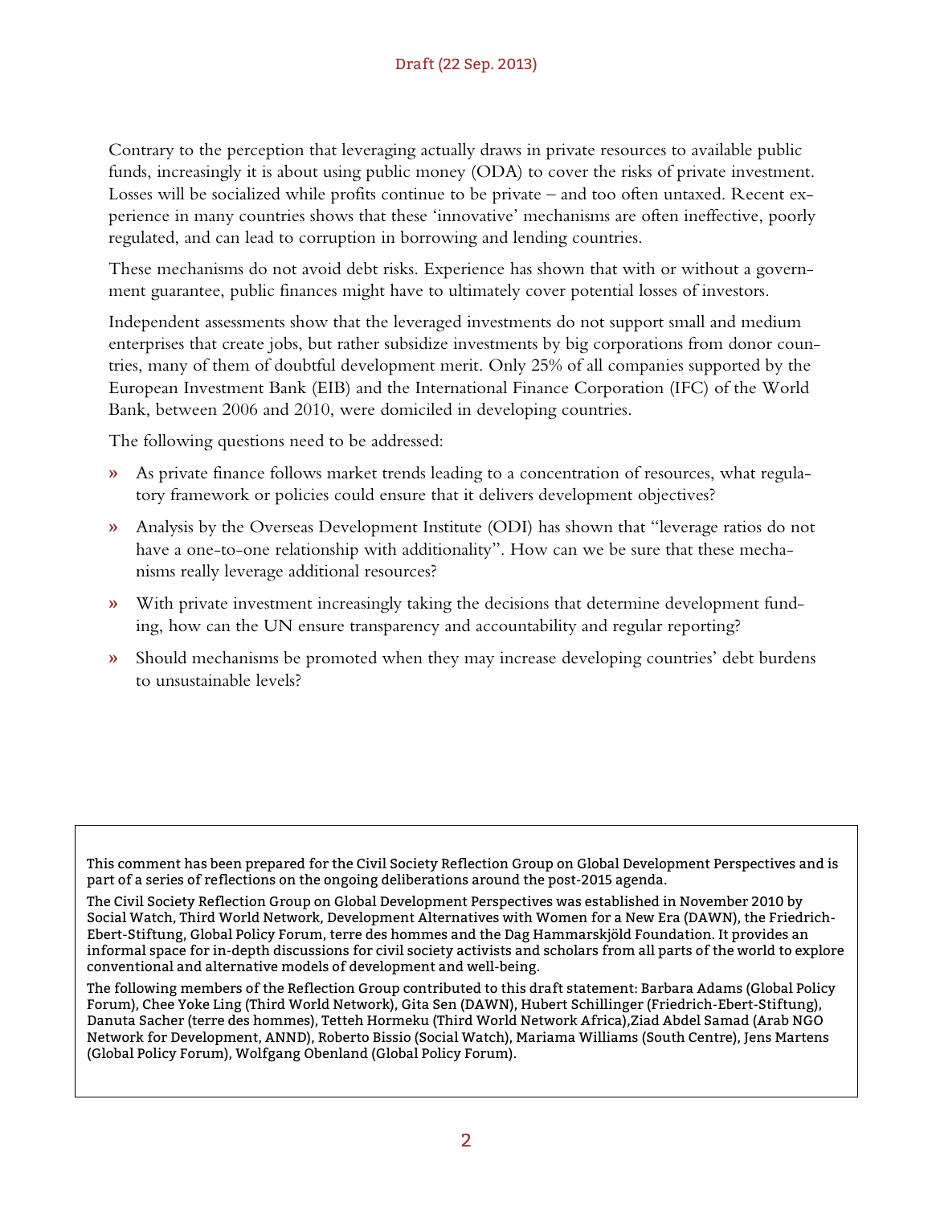Contrary to the perception that leveraging actually draws in private resources to available public funds, increasingly it is about using public money (ODA) to cover the risks of private investment. Losses will be socialized while profits continue to be private – and too often untaxed. Recent experience in many countries shows that these 'innovative' mechanisms are often ineffective, poorly regulated, and can lead to corruption in borrowing and lending countries.

These mechanisms do not avoid debt risks. Experience has shown that with or without a government guarantee, public finances might have to ultimately cover potential losses of investors.

Independent assessments show that the leveraged investments do not support small and medium enterprises that create jobs, but rather subsidize investments by big corporations from donor countries, many of them of doubtful development merit. Only 25% of all companies supported by the European Investment Bank (EIB) and the International Finance Corporation (IFC) of the World Bank, between 2006 and 2010, were domiciled in developing countries.

The following questions need to be addressed:

» As private finance follows market trends leading to a concentration of resources, what regulatory framework or policies could ensure that it delivers development objectives?

» Analysis by the Overseas Development Institute (ODI) has shown that "leverage ratios do not have a one-to-one relationship with additionality". How can we be sure that these mechanisms really leverage additional resources?

» With private investment increasingly taking the decisions that determine development funding, how can the UN ensure transparency and accountability and regular reporting?

» Should mechanisms be promoted when they may increase developing countries' debt burdens to unsustainable levels?

**This comment has been prepared for the Civil Society Reflection Group on Global Development Perspectives and is part of a series of reflections on the ongoing deliberations around the post-2015 agenda.**

**The Civil Society Reflection Group on Global Development Perspectives was established in November 2010 by Social Watch, Third World Network, Development Alternatives with Women for a New Era (DAWN), the Friedrich-Ebert-Stiftung, Global Policy Forum, terre des hommes and the Dag Hammarskjöld Foundation. It provides an informal space for in-depth discussions for civil society activists and scholars from all parts of the world to explore conventional and alternative models of development and well-being.**

**The following members of the Reflection Group contributed to this draft statement: Barbara Adams (Global Policy Forum), Chee Yoke Ling (Third World Network), Gita Sen (DAWN), Hubert Schillinger (Friedrich-Ebert-Stiftung), Danuta Sacher (terre des hommes), Tetteh Hormeku (Third World Network Africa),Ziad Abdel Samad (Arab NGO Network for Development, ANND), Roberto Bissio (Social Watch), Mariama Williams (South Centre), Jens Martens (Global Policy Forum), Wolfgang Obenland (Global Policy Forum).**